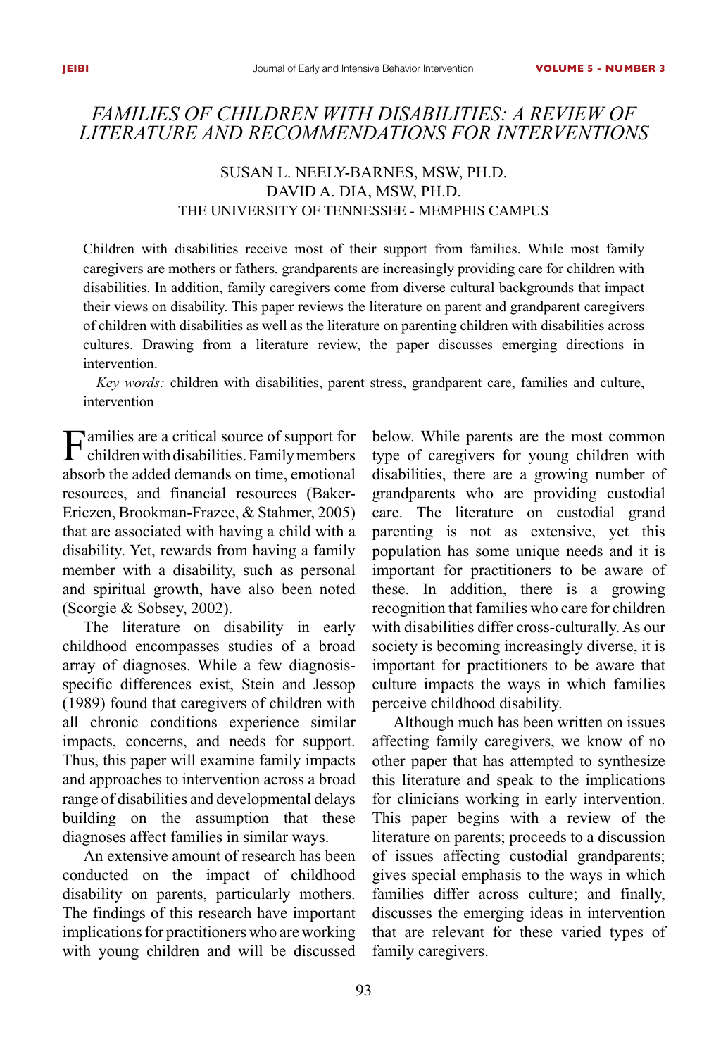# FAMILIES OF CHILDREN WITH DISABILITIES: A REVIEW OF LITERATURE AND RECOMMENDATIONS FOR INTERVENTIONS

SUSAN L. NEELY-BARNES, MSW, PH.D.
DAVID A. DIA, MSW, PH.D.
THE UNIVERSITY OF TENNESSEE - MEMPHIS CAMPUS

Children with disabilities receive most of their support from families. While most family caregivers are mothers or fathers, grandparents are increasingly providing care for children with disabilities. In addition, family caregivers come from diverse cultural backgrounds that impact their views on disability. This paper reviews the literature on parent and grandparent caregivers of children with disabilities as well as the literature on parenting children with disabilities across cultures. Drawing from a literature review, the paper discusses emerging directions in intervention.

*Key words:* children with disabilities, parent stress, grandparent care, families and culture, intervention

Families are a critical source of support for children with disabilities. Family members absorb the added demands on time, emotional resources, and financial resources (Baker-Ericzen, Brookman-Frazee, & Stahmer, 2005) that are associated with having a child with a disability. Yet, rewards from having a family member with a disability, such as personal and spiritual growth, have also been noted (Scorgie & Sobsey, 2002).

The literature on disability in early childhood encompasses studies of a broad array of diagnoses. While a few diagnosis-specific differences exist, Stein and Jessop (1989) found that caregivers of children with all chronic conditions experience similar impacts, concerns, and needs for support. Thus, this paper will examine family impacts and approaches to intervention across a broad range of disabilities and developmental delays building on the assumption that these diagnoses affect families in similar ways.

An extensive amount of research has been conducted on the impact of childhood disability on parents, particularly mothers. The findings of this research have important implications for practitioners who are working with young children and will be discussed below. While parents are the most common type of caregivers for young children with disabilities, there are a growing number of grandparents who are providing custodial care. The literature on custodial grand parenting is not as extensive, yet this population has some unique needs and it is important for practitioners to be aware of these. In addition, there is a growing recognition that families who care for children with disabilities differ cross-culturally. As our society is becoming increasingly diverse, it is important for practitioners to be aware that culture impacts the ways in which families perceive childhood disability.

Although much has been written on issues affecting family caregivers, we know of no other paper that has attempted to synthesize this literature and speak to the implications for clinicians working in early intervention. This paper begins with a review of the literature on parents; proceeds to a discussion of issues affecting custodial grandparents; gives special emphasis to the ways in which families differ across culture; and finally, discusses the emerging ideas in intervention that are relevant for these varied types of family caregivers.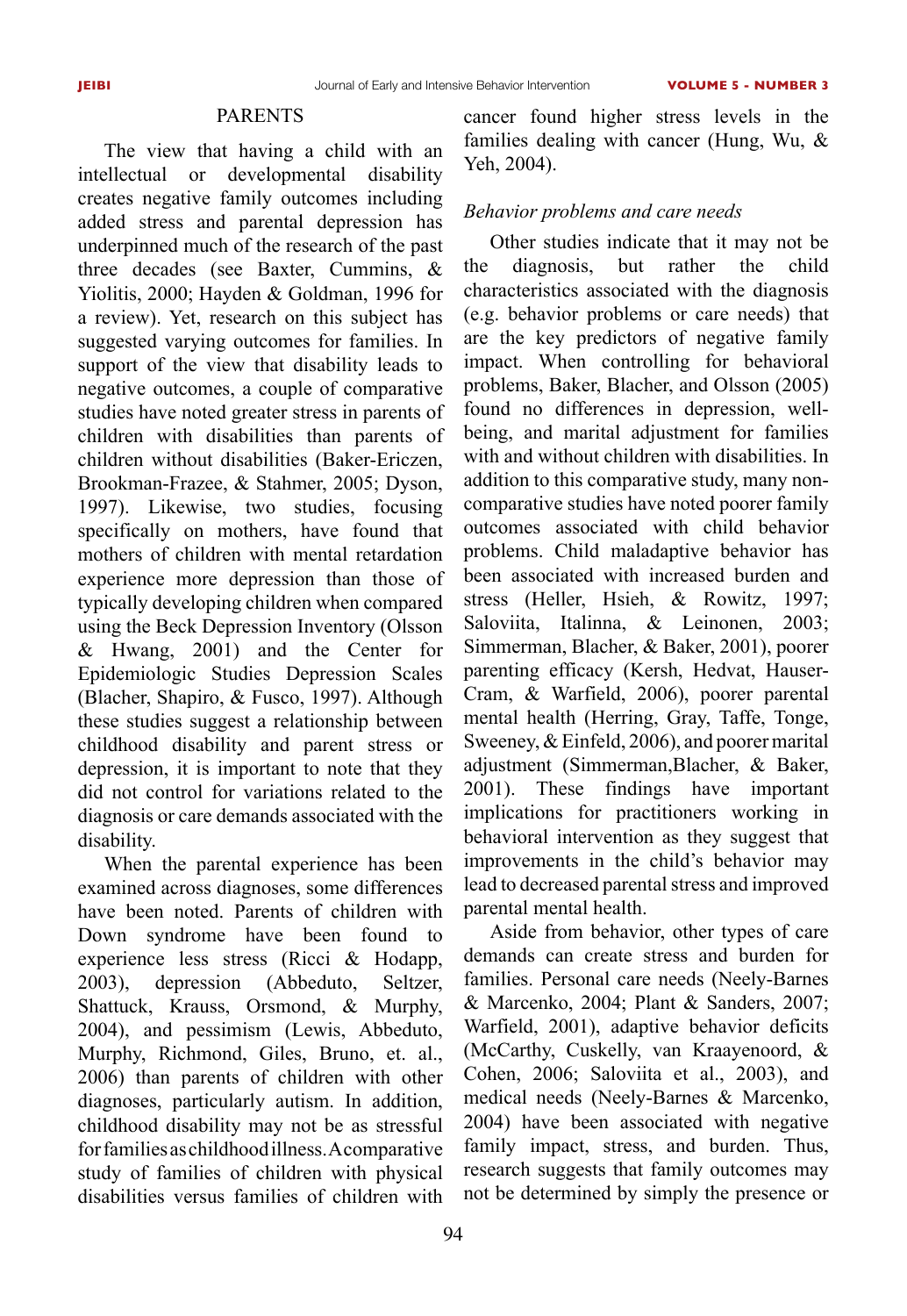## PARENTS

The view that having a child with an intellectual or developmental disability creates negative family outcomes including added stress and parental depression has underpinned much of the research of the past three decades (see Baxter, Cummins, & Yiolitis, 2000; Hayden & Goldman, 1996 for a review). Yet, research on this subject has suggested varying outcomes for families. In support of the view that disability leads to negative outcomes, a couple of comparative studies have noted greater stress in parents of children with disabilities than parents of children without disabilities (Baker-Ericzen, Brookman-Frazee, & Stahmer, 2005; Dyson, 1997). Likewise, two studies, focusing specifically on mothers, have found that mothers of children with mental retardation experience more depression than those of typically developing children when compared using the Beck Depression Inventory (Olsson & Hwang, 2001) and the Center for Epidemiologic Studies Depression Scales (Blacher, Shapiro, & Fusco, 1997). Although these studies suggest a relationship between childhood disability and parent stress or depression, it is important to note that they did not control for variations related to the diagnosis or care demands associated with the disability.

When the parental experience has been examined across diagnoses, some differences have been noted. Parents of children with Down syndrome have been found to experience less stress (Ricci & Hodapp, 2003), depression (Abbeduto, Seltzer, Shattuck, Krauss, Orsmond, & Murphy, 2004), and pessimism (Lewis, Abbeduto, Murphy, Richmond, Giles, Bruno, et. al., 2006) than parents of children with other diagnoses, particularly autism. In addition, childhood disability may not be as stressful for families as childhood illness. A comparative study of families of children with physical disabilities versus families of children with cancer found higher stress levels in the families dealing with cancer (Hung, Wu, & Yeh, 2004).

*Behavior problems and care needs*

Other studies indicate that it may not be the diagnosis, but rather the child characteristics associated with the diagnosis (e.g. behavior problems or care needs) that are the key predictors of negative family impact. When controlling for behavioral problems, Baker, Blacher, and Olsson (2005) found no differences in depression, well-being, and marital adjustment for families with and without children with disabilities. In addition to this comparative study, many non-comparative studies have noted poorer family outcomes associated with child behavior problems. Child maladaptive behavior has been associated with increased burden and stress (Heller, Hsieh, & Rowitz, 1997; Saloviita, Italinna, & Leinonen, 2003; Simmerman, Blacher, & Baker, 2001), poorer parenting efficacy (Kersh, Hedvat, Hauser-Cram, & Warfield, 2006), poorer parental mental health (Herring, Gray, Taffe, Tonge, Sweeney, & Einfeld, 2006), and poorer marital adjustment (Simmerman, Blacher, & Baker, 2001). These findings have important implications for practitioners working in behavioral intervention as they suggest that improvements in the child's behavior may lead to decreased parental stress and improved parental mental health.

Aside from behavior, other types of care demands can create stress and burden for families. Personal care needs (Neely-Barnes & Marcenko, 2004; Plant & Sanders, 2007; Warfield, 2001), adaptive behavior deficits (McCarthy, Cuskelly, van Kraayenoord, & Cohen, 2006; Saloviita et al., 2003), and medical needs (Neely-Barnes & Marcenko, 2004) have been associated with negative family impact, stress, and burden. Thus, research suggests that family outcomes may not be determined by simply the presence or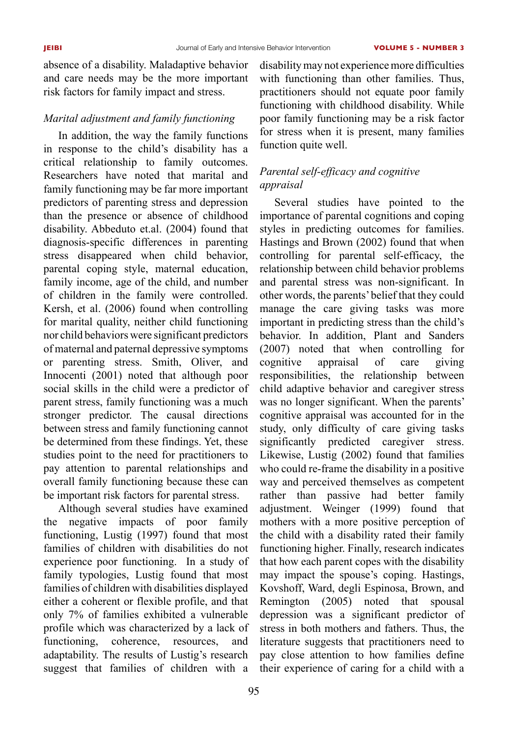absence of a disability. Maladaptive behavior and care needs may be the more important risk factors for family impact and stress.

### *Marital adjustment and family functioning*

In addition, the way the family functions in response to the child's disability has a critical relationship to family outcomes. Researchers have noted that marital and family functioning may be far more important predictors of parenting stress and depression than the presence or absence of childhood disability. Abbeduto et.al. (2004) found that diagnosis-specific differences in parenting stress disappeared when child behavior, parental coping style, maternal education, family income, age of the child, and number of children in the family were controlled. Kersh, et al. (2006) found when controlling for marital quality, neither child functioning nor child behaviors were significant predictors of maternal and paternal depressive symptoms or parenting stress. Smith, Oliver, and Innocenti (2001) noted that although poor social skills in the child were a predictor of parent stress, family functioning was a much stronger predictor. The causal directions between stress and family functioning cannot be determined from these findings. Yet, these studies point to the need for practitioners to pay attention to parental relationships and overall family functioning because these can be important risk factors for parental stress.

Although several studies have examined the negative impacts of poor family functioning, Lustig (1997) found that most families of children with disabilities do not experience poor functioning. In a study of family typologies, Lustig found that most families of children with disabilities displayed either a coherent or flexible profile, and that only 7% of families exhibited a vulnerable profile which was characterized by a lack of functioning, coherence, resources, and adaptability. The results of Lustig's research suggest that families of children with a disability may not experience more difficulties with functioning than other families. Thus, practitioners should not equate poor family functioning with childhood disability. While poor family functioning may be a risk factor for stress when it is present, many families function quite well.

### *Parental self-efficacy and cognitive appraisal*

Several studies have pointed to the importance of parental cognitions and coping styles in predicting outcomes for families. Hastings and Brown (2002) found that when controlling for parental self-efficacy, the relationship between child behavior problems and parental stress was non-significant. In other words, the parents' belief that they could manage the care giving tasks was more important in predicting stress than the child's behavior. In addition, Plant and Sanders (2007) noted that when controlling for cognitive appraisal of care giving responsibilities, the relationship between child adaptive behavior and caregiver stress was no longer significant. When the parents' cognitive appraisal was accounted for in the study, only difficulty of care giving tasks significantly predicted caregiver stress. Likewise, Lustig (2002) found that families who could re-frame the disability in a positive way and perceived themselves as competent rather than passive had better family adjustment. Weinger (1999) found that mothers with a more positive perception of the child with a disability rated their family functioning higher. Finally, research indicates that how each parent copes with the disability may impact the spouse's coping. Hastings, Kovshoff, Ward, degli Espinosa, Brown, and Remington (2005) noted that spousal depression was a significant predictor of stress in both mothers and fathers. Thus, the literature suggests that practitioners need to pay close attention to how families define their experience of caring for a child with a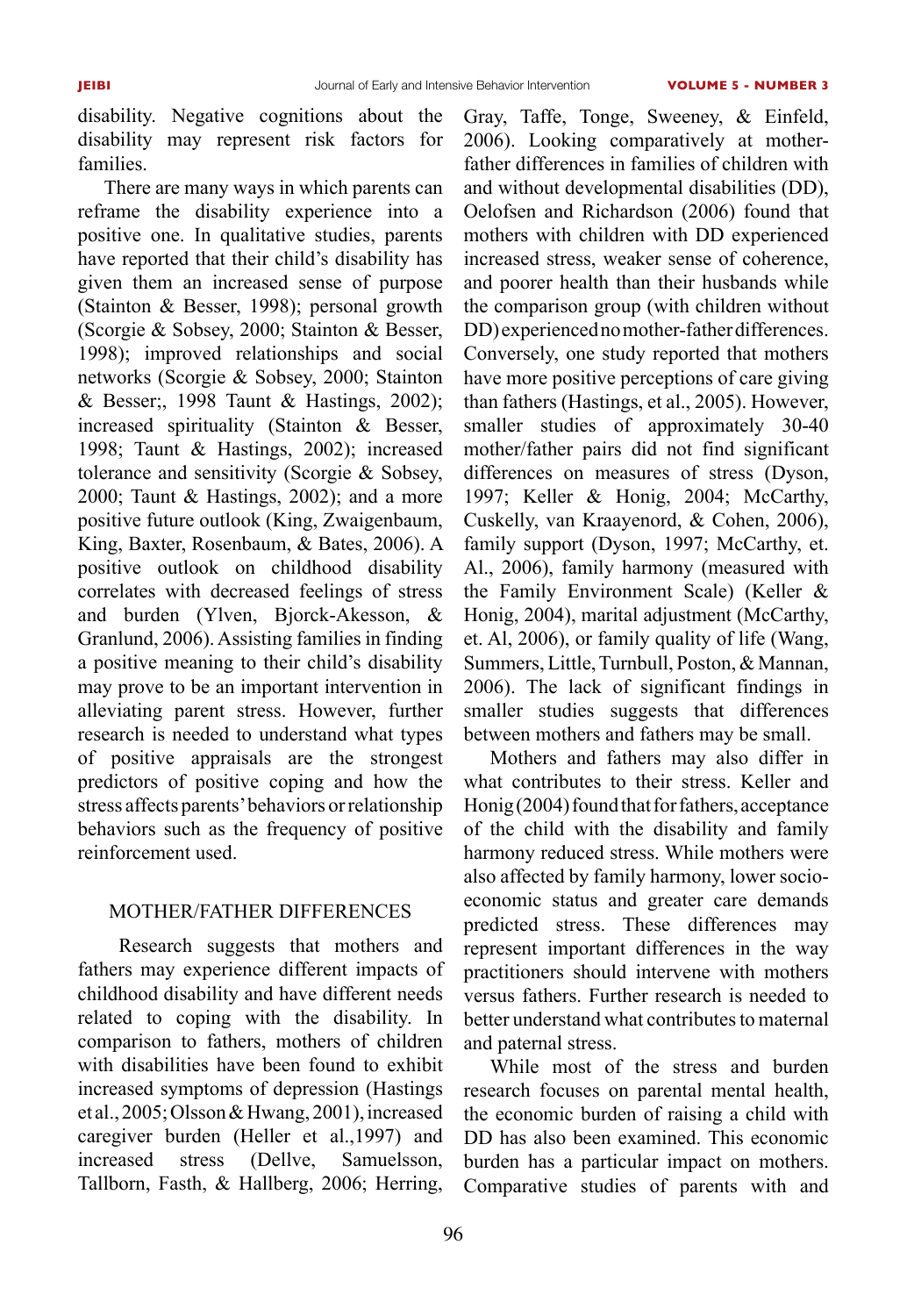disability. Negative cognitions about the disability may represent risk factors for families.

There are many ways in which parents can reframe the disability experience into a positive one. In qualitative studies, parents have reported that their child's disability has given them an increased sense of purpose (Stainton & Besser, 1998); personal growth (Scorgie & Sobsey, 2000; Stainton & Besser, 1998); improved relationships and social networks (Scorgie & Sobsey, 2000; Stainton & Besser;, 1998 Taunt & Hastings, 2002); increased spirituality (Stainton & Besser, 1998; Taunt & Hastings, 2002); increased tolerance and sensitivity (Scorgie & Sobsey, 2000; Taunt & Hastings, 2002); and a more positive future outlook (King, Zwaigenbaum, King, Baxter, Rosenbaum, & Bates, 2006). A positive outlook on childhood disability correlates with decreased feelings of stress and burden (Ylven, Bjorck-Akesson, & Granlund, 2006). Assisting families in finding a positive meaning to their child's disability may prove to be an important intervention in alleviating parent stress. However, further research is needed to understand what types of positive appraisals are the strongest predictors of positive coping and how the stress affects parents' behaviors or relationship behaviors such as the frequency of positive reinforcement used.

## MOTHER/FATHER DIFFERENCES

Research suggests that mothers and fathers may experience different impacts of childhood disability and have different needs related to coping with the disability. In comparison to fathers, mothers of children with disabilities have been found to exhibit increased symptoms of depression (Hastings et al., 2005; Olsson & Hwang, 2001), increased caregiver burden (Heller et al.,1997) and increased stress (Dellve, Samuelsson, Tallborn, Fasth, & Hallberg, 2006; Herring, Gray, Taffe, Tonge, Sweeney, & Einfeld, 2006). Looking comparatively at mother-father differences in families of children with and without developmental disabilities (DD), Oelofsen and Richardson (2006) found that mothers with children with DD experienced increased stress, weaker sense of coherence, and poorer health than their husbands while the comparison group (with children without DD) experienced no mother-father differences. Conversely, one study reported that mothers have more positive perceptions of care giving than fathers (Hastings, et al., 2005). However, smaller studies of approximately 30-40 mother/father pairs did not find significant differences on measures of stress (Dyson, 1997; Keller & Honig, 2004; McCarthy, Cuskelly, van Kraayenord, & Cohen, 2006), family support (Dyson, 1997; McCarthy, et. Al., 2006), family harmony (measured with the Family Environment Scale) (Keller & Honig, 2004), marital adjustment (McCarthy, et. Al, 2006), or family quality of life (Wang, Summers, Little, Turnbull, Poston, & Mannan, 2006). The lack of significant findings in smaller studies suggests that differences between mothers and fathers may be small.

Mothers and fathers may also differ in what contributes to their stress. Keller and Honig (2004) found that for fathers, acceptance of the child with the disability and family harmony reduced stress. While mothers were also affected by family harmony, lower socio-economic status and greater care demands predicted stress. These differences may represent important differences in the way practitioners should intervene with mothers versus fathers. Further research is needed to better understand what contributes to maternal and paternal stress.

While most of the stress and burden research focuses on parental mental health, the economic burden of raising a child with DD has also been examined. This economic burden has a particular impact on mothers. Comparative studies of parents with and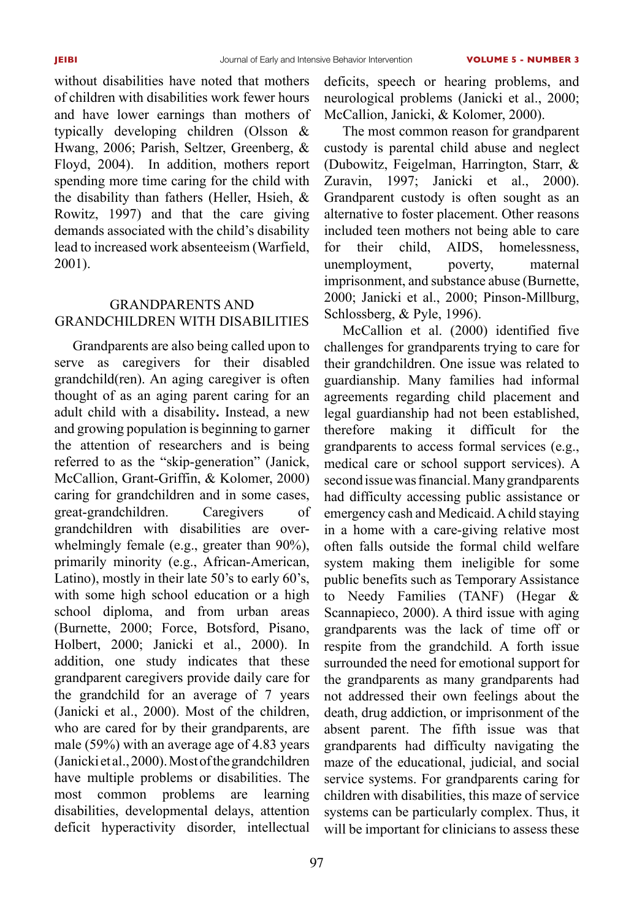without disabilities have noted that mothers of children with disabilities work fewer hours and have lower earnings than mothers of typically developing children (Olsson & Hwang, 2006; Parish, Seltzer, Greenberg, & Floyd, 2004). In addition, mothers report spending more time caring for the child with the disability than fathers (Heller, Hsieh, & Rowitz, 1997) and that the care giving demands associated with the child's disability lead to increased work absenteeism (Warfield, 2001).

## GRANDPARENTS AND GRANDCHILDREN WITH DISABILITIES

Grandparents are also being called upon to serve as caregivers for their disabled grandchild(ren). An aging caregiver is often thought of as an aging parent caring for an adult child with a disability**.** Instead, a new and growing population is beginning to garner the attention of researchers and is being referred to as the "skip-generation" (Janick, McCallion, Grant-Griffin, & Kolomer, 2000) caring for grandchildren and in some cases, great-grandchildren. Caregivers of grandchildren with disabilities are over-whelmingly female (e.g., greater than 90%), primarily minority (e.g., African-American, Latino), mostly in their late 50's to early 60's, with some high school education or a high school diploma, and from urban areas (Burnette, 2000; Force, Botsford, Pisano, Holbert, 2000; Janicki et al., 2000). In addition, one study indicates that these grandparent caregivers provide daily care for the grandchild for an average of 7 years (Janicki et al., 2000). Most of the children, who are cared for by their grandparents, are male (59%) with an average age of 4.83 years (Janicki et al., 2000). Most of the grandchildren have multiple problems or disabilities. The most common problems are learning disabilities, developmental delays, attention deficit hyperactivity disorder, intellectual deficits, speech or hearing problems, and neurological problems (Janicki et al., 2000; McCallion, Janicki, & Kolomer, 2000).

The most common reason for grandparent custody is parental child abuse and neglect (Dubowitz, Feigelman, Harrington, Starr, & Zuravin, 1997; Janicki et al., 2000). Grandparent custody is often sought as an alternative to foster placement. Other reasons included teen mothers not being able to care for their child, AIDS, homelessness, unemployment, poverty, maternal imprisonment, and substance abuse (Burnette, 2000; Janicki et al., 2000; Pinson-Millburg, Schlossberg, & Pyle, 1996).

McCallion et al. (2000) identified five challenges for grandparents trying to care for their grandchildren. One issue was related to guardianship. Many families had informal agreements regarding child placement and legal guardianship had not been established, therefore making it difficult for the grandparents to access formal services (e.g., medical care or school support services). A second issue was financial. Many grandparents had difficulty accessing public assistance or emergency cash and Medicaid. A child staying in a home with a care-giving relative most often falls outside the formal child welfare system making them ineligible for some public benefits such as Temporary Assistance to Needy Families (TANF) (Hegar & Scannapieco, 2000). A third issue with aging grandparents was the lack of time off or respite from the grandchild. A forth issue surrounded the need for emotional support for the grandparents as many grandparents had not addressed their own feelings about the death, drug addiction, or imprisonment of the absent parent. The fifth issue was that grandparents had difficulty navigating the maze of the educational, judicial, and social service systems. For grandparents caring for children with disabilities, this maze of service systems can be particularly complex. Thus, it will be important for clinicians to assess these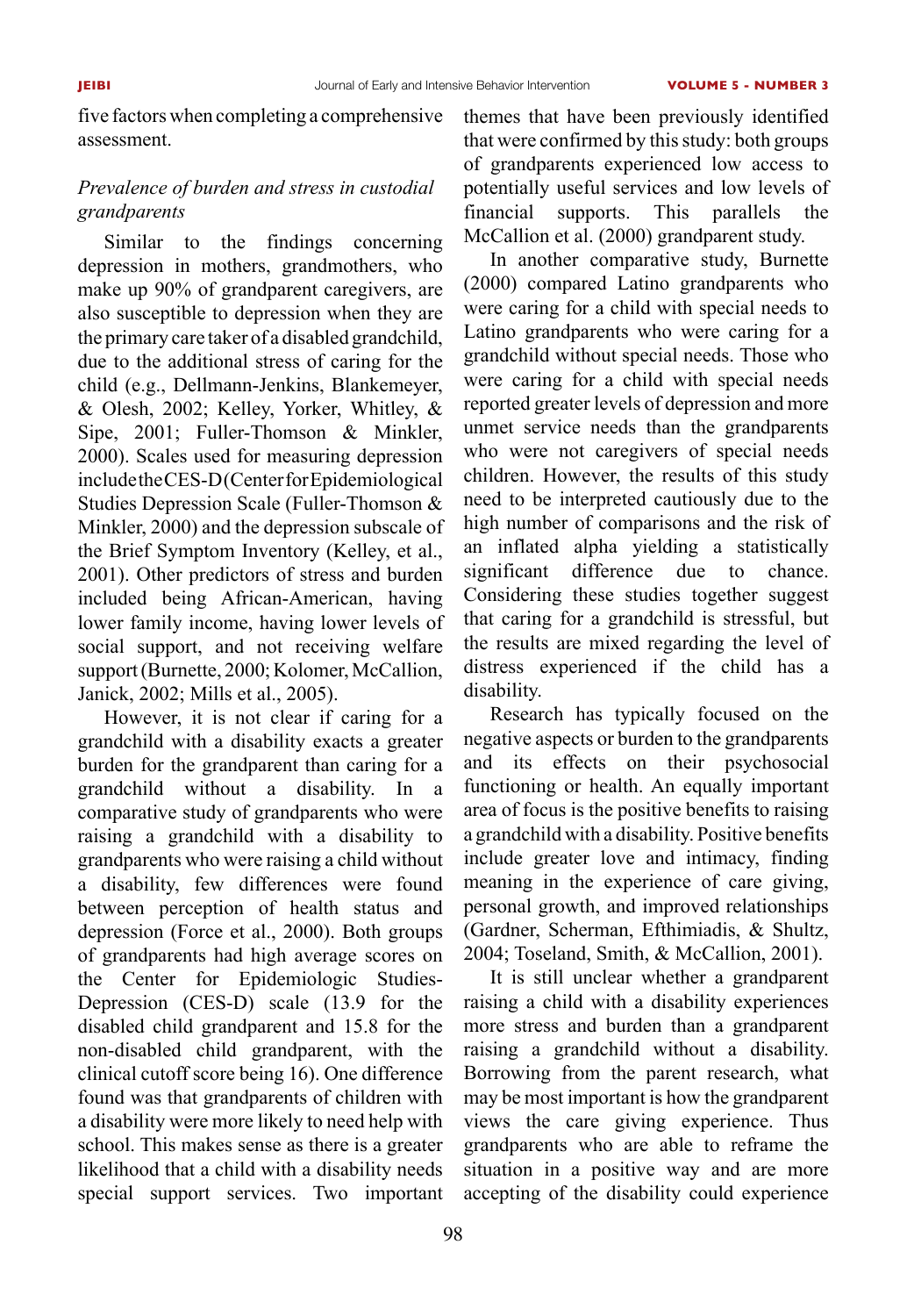five factors when completing a comprehensive assessment.

*Prevalence of burden and stress in custodial grandparents*

Similar to the findings concerning depression in mothers, grandmothers, who make up 90% of grandparent caregivers, are also susceptible to depression when they are the primary care taker of a disabled grandchild, due to the additional stress of caring for the child (e.g., Dellmann-Jenkins, Blankemeyer, & Olesh, 2002; Kelley, Yorker, Whitley, & Sipe, 2001; Fuller-Thomson & Minkler, 2000). Scales used for measuring depression include the CES-D (Center for Epidemiological Studies Depression Scale (Fuller-Thomson & Minkler, 2000) and the depression subscale of the Brief Symptom Inventory (Kelley, et al., 2001). Other predictors of stress and burden included being African-American, having lower family income, having lower levels of social support, and not receiving welfare support (Burnette, 2000; Kolomer, McCallion, Janick, 2002; Mills et al., 2005).

However, it is not clear if caring for a grandchild with a disability exacts a greater burden for the grandparent than caring for a grandchild without a disability. In a comparative study of grandparents who were raising a grandchild with a disability to grandparents who were raising a child without a disability, few differences were found between perception of health status and depression (Force et al., 2000). Both groups of grandparents had high average scores on the Center for Epidemiologic Studies-Depression (CES-D) scale (13.9 for the disabled child grandparent and 15.8 for the non-disabled child grandparent, with the clinical cutoff score being 16). One difference found was that grandparents of children with a disability were more likely to need help with school. This makes sense as there is a greater likelihood that a child with a disability needs special support services. Two important themes that have been previously identified that were confirmed by this study: both groups of grandparents experienced low access to potentially useful services and low levels of financial supports. This parallels the McCallion et al. (2000) grandparent study.

In another comparative study, Burnette (2000) compared Latino grandparents who were caring for a child with special needs to Latino grandparents who were caring for a grandchild without special needs. Those who were caring for a child with special needs reported greater levels of depression and more unmet service needs than the grandparents who were not caregivers of special needs children. However, the results of this study need to be interpreted cautiously due to the high number of comparisons and the risk of an inflated alpha yielding a statistically significant difference due to chance. Considering these studies together suggest that caring for a grandchild is stressful, but the results are mixed regarding the level of distress experienced if the child has a disability.

Research has typically focused on the negative aspects or burden to the grandparents and its effects on their psychosocial functioning or health. An equally important area of focus is the positive benefits to raising a grandchild with a disability. Positive benefits include greater love and intimacy, finding meaning in the experience of care giving, personal growth, and improved relationships (Gardner, Scherman, Efthimiadis, & Shultz, 2004; Toseland, Smith, & McCallion, 2001).

It is still unclear whether a grandparent raising a child with a disability experiences more stress and burden than a grandparent raising a grandchild without a disability. Borrowing from the parent research, what may be most important is how the grandparent views the care giving experience. Thus grandparents who are able to reframe the situation in a positive way and are more accepting of the disability could experience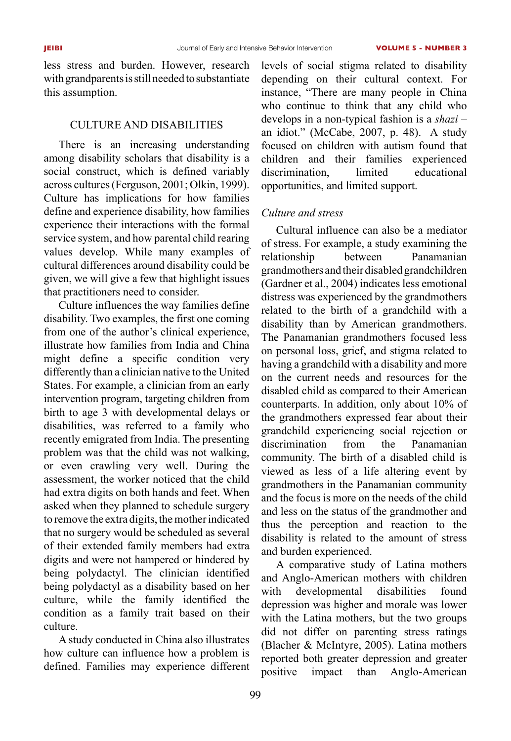less stress and burden. However, research with grandparents is still needed to substantiate this assumption.

## CULTURE AND DISABILITIES

There is an increasing understanding among disability scholars that disability is a social construct, which is defined variably across cultures (Ferguson, 2001; Olkin, 1999). Culture has implications for how families define and experience disability, how families experience their interactions with the formal service system, and how parental child rearing values develop. While many examples of cultural differences around disability could be given, we will give a few that highlight issues that practitioners need to consider.

Culture influences the way families define disability. Two examples, the first one coming from one of the author's clinical experience, illustrate how families from India and China might define a specific condition very differently than a clinician native to the United States. For example, a clinician from an early intervention program, targeting children from birth to age 3 with developmental delays or disabilities, was referred to a family who recently emigrated from India. The presenting problem was that the child was not walking, or even crawling very well. During the assessment, the worker noticed that the child had extra digits on both hands and feet. When asked when they planned to schedule surgery to remove the extra digits, the mother indicated that no surgery would be scheduled as several of their extended family members had extra digits and were not hampered or hindered by being polydactyl. The clinician identified being polydactyl as a disability based on her culture, while the family identified the condition as a family trait based on their culture.

A study conducted in China also illustrates how culture can influence how a problem is defined. Families may experience different levels of social stigma related to disability depending on their cultural context. For instance, "There are many people in China who continue to think that any child who develops in a non-typical fashion is a *shazi* – an idiot." (McCabe, 2007, p. 48). A study focused on children with autism found that children and their families experienced discrimination, limited educational opportunities, and limited support.

### *Culture and stress*

Cultural influence can also be a mediator of stress. For example, a study examining the relationship between Panamanian grandmothers and their disabled grandchildren (Gardner et al., 2004) indicates less emotional distress was experienced by the grandmothers related to the birth of a grandchild with a disability than by American grandmothers. The Panamanian grandmothers focused less on personal loss, grief, and stigma related to having a grandchild with a disability and more on the current needs and resources for the disabled child as compared to their American counterparts. In addition, only about 10% of the grandmothers expressed fear about their grandchild experiencing social rejection or discrimination from the Panamanian community. The birth of a disabled child is viewed as less of a life altering event by grandmothers in the Panamanian community and the focus is more on the needs of the child and less on the status of the grandmother and thus the perception and reaction to the disability is related to the amount of stress and burden experienced.

A comparative study of Latina mothers and Anglo-American mothers with children with developmental disabilities found depression was higher and morale was lower with the Latina mothers, but the two groups did not differ on parenting stress ratings (Blacher & McIntyre, 2005). Latina mothers reported both greater depression and greater positive impact than Anglo-American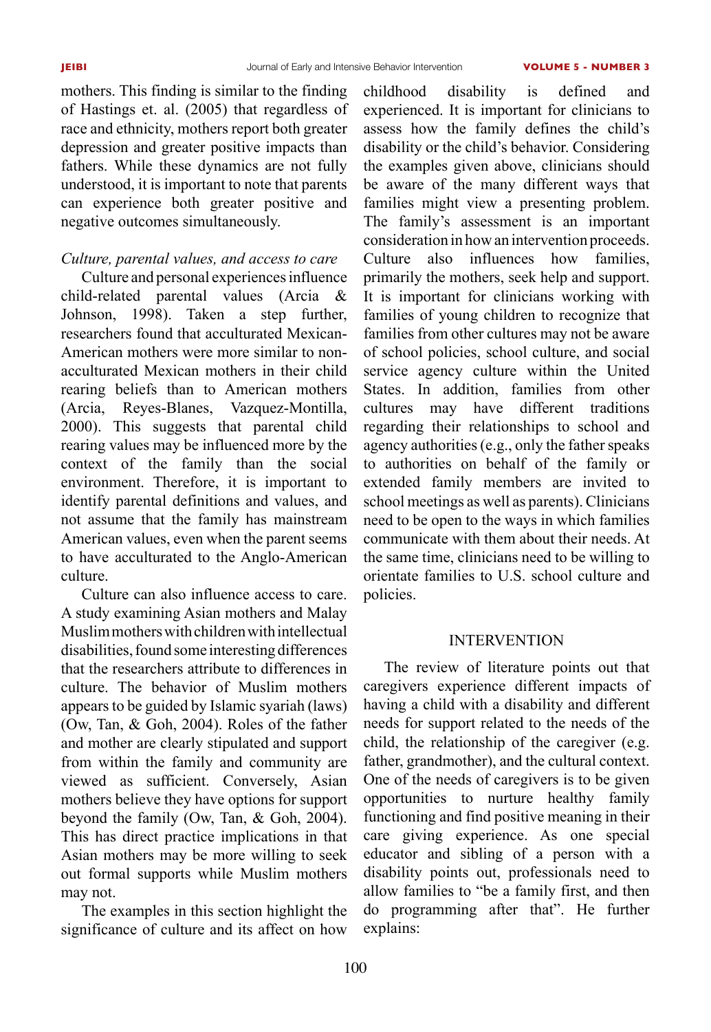mothers. This finding is similar to the finding of Hastings et. al. (2005) that regardless of race and ethnicity, mothers report both greater depression and greater positive impacts than fathers. While these dynamics are not fully understood, it is important to note that parents can experience both greater positive and negative outcomes simultaneously.

*Culture, parental values, and access to care*

Culture and personal experiences influence child-related parental values (Arcia & Johnson, 1998). Taken a step further, researchers found that acculturated Mexican-American mothers were more similar to non-acculturated Mexican mothers in their child rearing beliefs than to American mothers (Arcia, Reyes-Blanes, Vazquez-Montilla, 2000). This suggests that parental child rearing values may be influenced more by the context of the family than the social environment. Therefore, it is important to identify parental definitions and values, and not assume that the family has mainstream American values, even when the parent seems to have acculturated to the Anglo-American culture.

Culture can also influence access to care. A study examining Asian mothers and Malay Muslim mothers with children with intellectual disabilities, found some interesting differences that the researchers attribute to differences in culture. The behavior of Muslim mothers appears to be guided by Islamic syariah (laws) (Ow, Tan, & Goh, 2004). Roles of the father and mother are clearly stipulated and support from within the family and community are viewed as sufficient. Conversely, Asian mothers believe they have options for support beyond the family (Ow, Tan, & Goh, 2004). This has direct practice implications in that Asian mothers may be more willing to seek out formal supports while Muslim mothers may not.

The examples in this section highlight the significance of culture and its affect on how childhood disability is defined and experienced. It is important for clinicians to assess how the family defines the child's disability or the child's behavior. Considering the examples given above, clinicians should be aware of the many different ways that families might view a presenting problem. The family's assessment is an important consideration in how an intervention proceeds. Culture also influences how families, primarily the mothers, seek help and support. It is important for clinicians working with families of young children to recognize that families from other cultures may not be aware of school policies, school culture, and social service agency culture within the United States. In addition, families from other cultures may have different traditions regarding their relationships to school and agency authorities (e.g., only the father speaks to authorities on behalf of the family or extended family members are invited to school meetings as well as parents). Clinicians need to be open to the ways in which families communicate with them about their needs. At the same time, clinicians need to be willing to orientate families to U.S. school culture and policies.

## INTERVENTION

The review of literature points out that caregivers experience different impacts of having a child with a disability and different needs for support related to the needs of the child, the relationship of the caregiver (e.g. father, grandmother), and the cultural context. One of the needs of caregivers is to be given opportunities to nurture healthy family functioning and find positive meaning in their care giving experience. As one special educator and sibling of a person with a disability points out, professionals need to allow families to "be a family first, and then do programming after that". He further explains: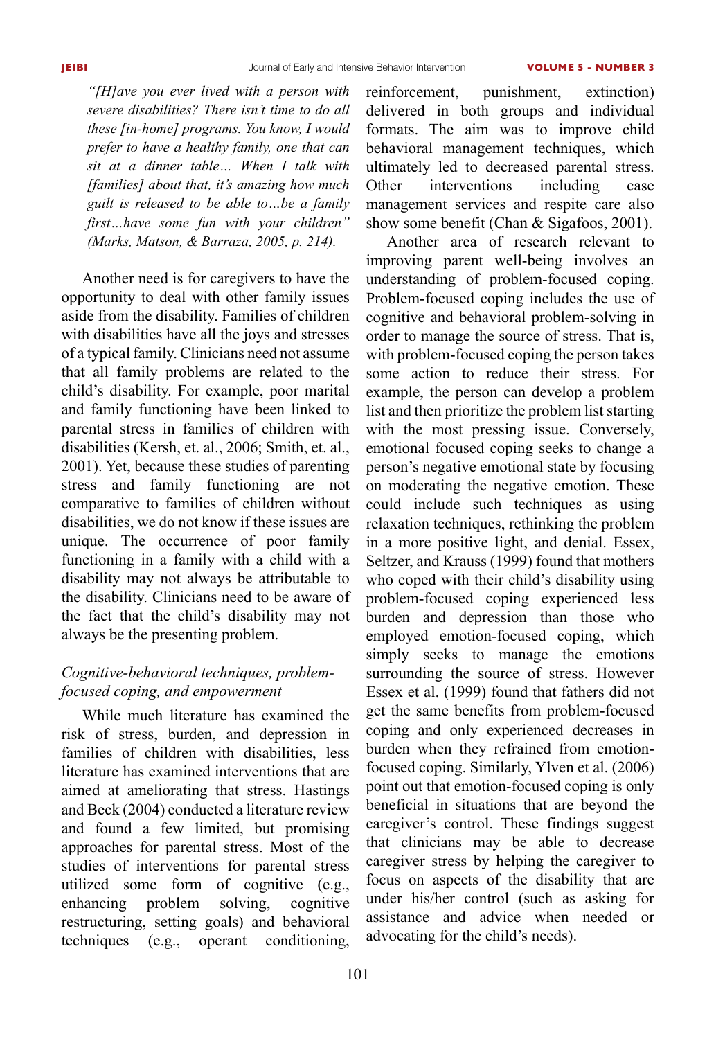*"[H]ave you ever lived with a person with severe disabilities? There isn't time to do all these [in-home] programs. You know, I would prefer to have a healthy family, one that can sit at a dinner table… When I talk with [families] about that, it's amazing how much guilt is released to be able to…be a family first…have some fun with your children" (Marks, Matson, & Barraza, 2005, p. 214).*

Another need is for caregivers to have the opportunity to deal with other family issues aside from the disability. Families of children with disabilities have all the joys and stresses of a typical family. Clinicians need not assume that all family problems are related to the child's disability. For example, poor marital and family functioning have been linked to parental stress in families of children with disabilities (Kersh, et. al., 2006; Smith, et. al., 2001). Yet, because these studies of parenting stress and family functioning are not comparative to families of children without disabilities, we do not know if these issues are unique. The occurrence of poor family functioning in a family with a child with a disability may not always be attributable to the disability. Clinicians need to be aware of the fact that the child's disability may not always be the presenting problem.

### *Cognitive-behavioral techniques, problem-focused coping, and empowerment*

While much literature has examined the risk of stress, burden, and depression in families of children with disabilities, less literature has examined interventions that are aimed at ameliorating that stress. Hastings and Beck (2004) conducted a literature review and found a few limited, but promising approaches for parental stress. Most of the studies of interventions for parental stress utilized some form of cognitive (e.g., enhancing problem solving, cognitive restructuring, setting goals) and behavioral techniques (e.g., operant conditioning, reinforcement, punishment, extinction) delivered in both groups and individual formats. The aim was to improve child behavioral management techniques, which ultimately led to decreased parental stress. Other interventions including case management services and respite care also show some benefit (Chan & Sigafoos, 2001).

Another area of research relevant to improving parent well-being involves an understanding of problem-focused coping. Problem-focused coping includes the use of cognitive and behavioral problem-solving in order to manage the source of stress. That is, with problem-focused coping the person takes some action to reduce their stress. For example, the person can develop a problem list and then prioritize the problem list starting with the most pressing issue. Conversely, emotional focused coping seeks to change a person's negative emotional state by focusing on moderating the negative emotion. These could include such techniques as using relaxation techniques, rethinking the problem in a more positive light, and denial. Essex, Seltzer, and Krauss (1999) found that mothers who coped with their child's disability using problem-focused coping experienced less burden and depression than those who employed emotion-focused coping, which simply seeks to manage the emotions surrounding the source of stress. However Essex et al. (1999) found that fathers did not get the same benefits from problem-focused coping and only experienced decreases in burden when they refrained from emotion-focused coping. Similarly, Ylven et al. (2006) point out that emotion-focused coping is only beneficial in situations that are beyond the caregiver's control. These findings suggest that clinicians may be able to decrease caregiver stress by helping the caregiver to focus on aspects of the disability that are under his/her control (such as asking for assistance and advice when needed or advocating for the child's needs).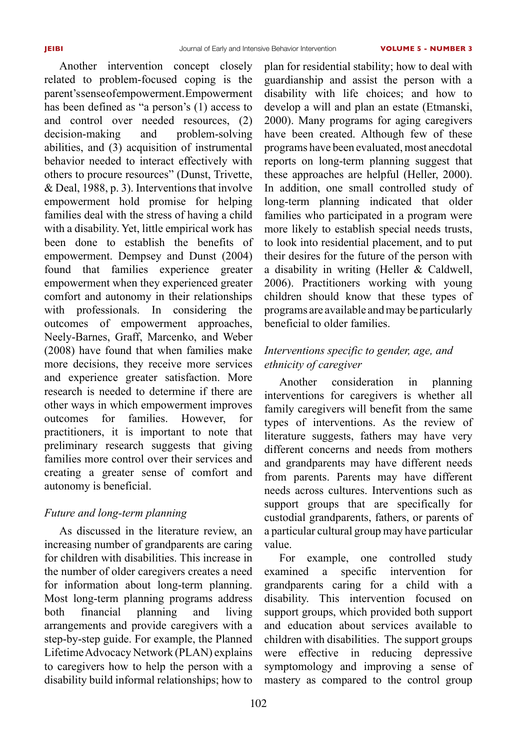Another intervention concept closely related to problem-focused coping is the parent's sense of empowerment. Empowerment has been defined as "a person's (1) access to and control over needed resources, (2) decision-making and problem-solving abilities, and (3) acquisition of instrumental behavior needed to interact effectively with others to procure resources" (Dunst, Trivette, & Deal, 1988, p. 3). Interventions that involve empowerment hold promise for helping families deal with the stress of having a child with a disability. Yet, little empirical work has been done to establish the benefits of empowerment. Dempsey and Dunst (2004) found that families experience greater empowerment when they experienced greater comfort and autonomy in their relationships with professionals. In considering the outcomes of empowerment approaches, Neely-Barnes, Graff, Marcenko, and Weber (2008) have found that when families make more decisions, they receive more services and experience greater satisfaction. More research is needed to determine if there are other ways in which empowerment improves outcomes for families. However, for practitioners, it is important to note that preliminary research suggests that giving families more control over their services and creating a greater sense of comfort and autonomy is beneficial.

*Future and long-term planning*

As discussed in the literature review, an increasing number of grandparents are caring for children with disabilities. This increase in the number of older caregivers creates a need for information about long-term planning. Most long-term planning programs address both financial planning and living arrangements and provide caregivers with a step-by-step guide. For example, the Planned Lifetime Advocacy Network (PLAN) explains to caregivers how to help the person with a disability build informal relationships; how to plan for residential stability; how to deal with guardianship and assist the person with a disability with life choices; and how to develop a will and plan an estate (Etmanski, 2000). Many programs for aging caregivers have been created. Although few of these programs have been evaluated, most anecdotal reports on long-term planning suggest that these approaches are helpful (Heller, 2000). In addition, one small controlled study of long-term planning indicated that older families who participated in a program were more likely to establish special needs trusts, to look into residential placement, and to put their desires for the future of the person with a disability in writing (Heller & Caldwell, 2006). Practitioners working with young children should know that these types of programs are available and may be particularly beneficial to older families.

*Interventions specific to gender, age, and ethnicity of caregiver*

Another consideration in planning interventions for caregivers is whether all family caregivers will benefit from the same types of interventions. As the review of literature suggests, fathers may have very different concerns and needs from mothers and grandparents may have different needs from parents. Parents may have different needs across cultures. Interventions such as support groups that are specifically for custodial grandparents, fathers, or parents of a particular cultural group may have particular value.

For example, one controlled study examined a specific intervention for grandparents caring for a child with a disability. This intervention focused on support groups, which provided both support and education about services available to children with disabilities. The support groups were effective in reducing depressive symptomatology and improving a sense of mastery as compared to the control group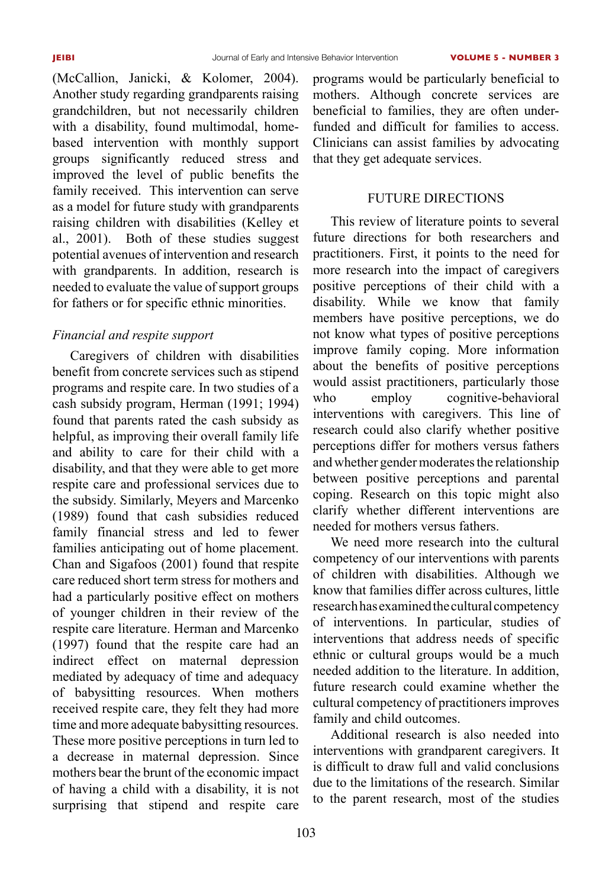(McCallion, Janicki, & Kolomer, 2004). Another study regarding grandparents raising grandchildren, but not necessarily children with a disability, found multimodal, home-based intervention with monthly support groups significantly reduced stress and improved the level of public benefits the family received. This intervention can serve as a model for future study with grandparents raising children with disabilities (Kelley et al., 2001). Both of these studies suggest potential avenues of intervention and research with grandparents. In addition, research is needed to evaluate the value of support groups for fathers or for specific ethnic minorities.

*Financial and respite support*

Caregivers of children with disabilities benefit from concrete services such as stipend programs and respite care. In two studies of a cash subsidy program, Herman (1991; 1994) found that parents rated the cash subsidy as helpful, as improving their overall family life and ability to care for their child with a disability, and that they were able to get more respite care and professional services due to the subsidy. Similarly, Meyers and Marcenko (1989) found that cash subsidies reduced family financial stress and led to fewer families anticipating out of home placement. Chan and Sigafoos (2001) found that respite care reduced short term stress for mothers and had a particularly positive effect on mothers of younger children in their review of the respite care literature. Herman and Marcenko (1997) found that the respite care had an indirect effect on maternal depression mediated by adequacy of time and adequacy of babysitting resources. When mothers received respite care, they felt they had more time and more adequate babysitting resources. These more positive perceptions in turn led to a decrease in maternal depression. Since mothers bear the brunt of the economic impact of having a child with a disability, it is not surprising that stipend and respite care programs would be particularly beneficial to mothers. Although concrete services are beneficial to families, they are often under-funded and difficult for families to access. Clinicians can assist families by advocating that they get adequate services.

## FUTURE DIRECTIONS

This review of literature points to several future directions for both researchers and practitioners. First, it points to the need for more research into the impact of caregivers positive perceptions of their child with a disability. While we know that family members have positive perceptions, we do not know what types of positive perceptions improve family coping. More information about the benefits of positive perceptions would assist practitioners, particularly those who employ cognitive-behavioral interventions with caregivers. This line of research could also clarify whether positive perceptions differ for mothers versus fathers and whether gender moderates the relationship between positive perceptions and parental coping. Research on this topic might also clarify whether different interventions are needed for mothers versus fathers.

We need more research into the cultural competency of our interventions with parents of children with disabilities. Although we know that families differ across cultures, little research has examined the cultural competency of interventions. In particular, studies of interventions that address needs of specific ethnic or cultural groups would be a much needed addition to the literature. In addition, future research could examine whether the cultural competency of practitioners improves family and child outcomes.

Additional research is also needed into interventions with grandparent caregivers. It is difficult to draw full and valid conclusions due to the limitations of the research. Similar to the parent research, most of the studies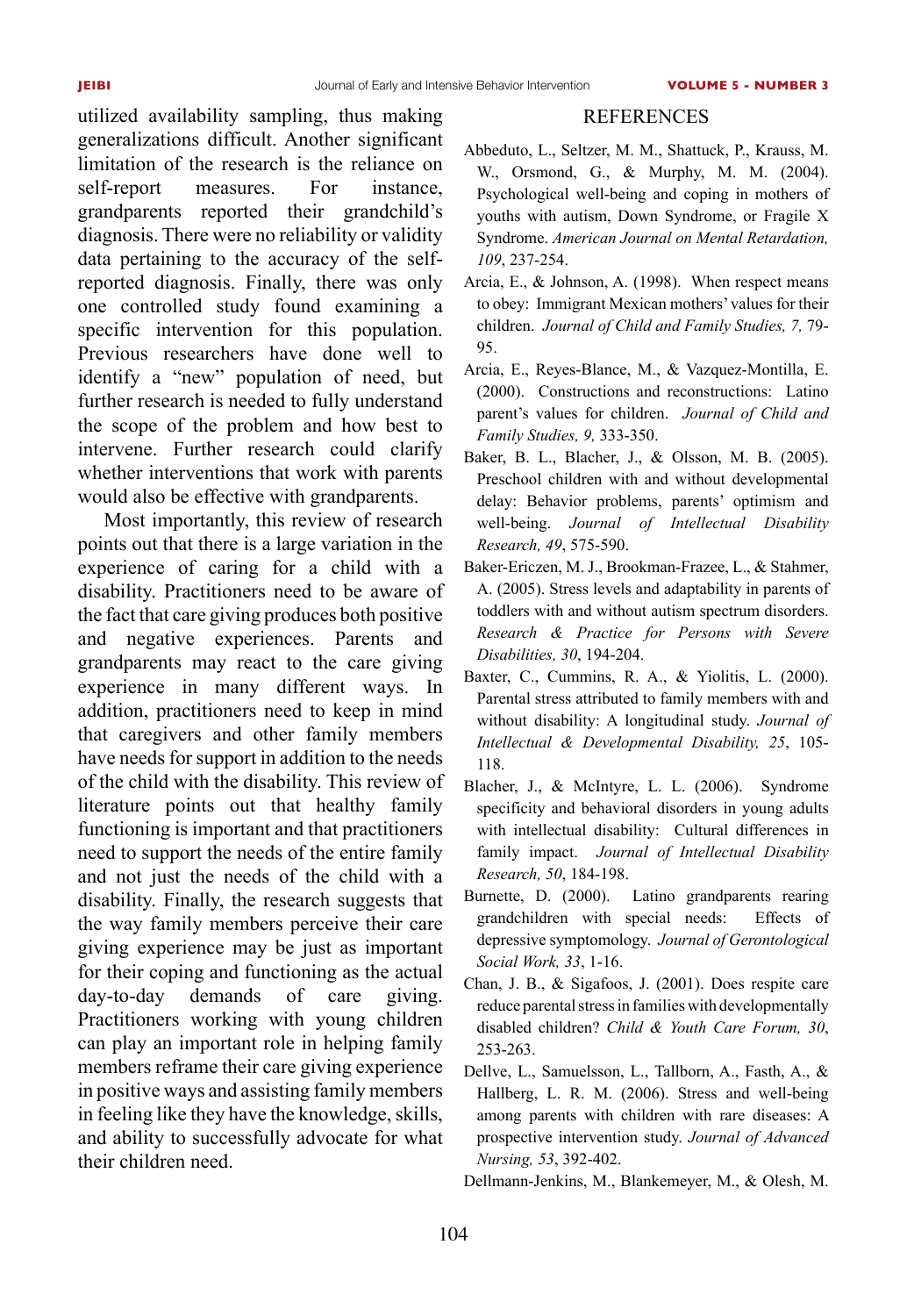utilized availability sampling, thus making generalizations difficult. Another significant limitation of the research is the reliance on self-report measures. For instance, grandparents reported their grandchild's diagnosis. There were no reliability or validity data pertaining to the accuracy of the self-reported diagnosis. Finally, there was only one controlled study found examining a specific intervention for this population. Previous researchers have done well to identify a "new" population of need, but further research is needed to fully understand the scope of the problem and how best to intervene. Further research could clarify whether interventions that work with parents would also be effective with grandparents.

Most importantly, this review of research points out that there is a large variation in the experience of caring for a child with a disability. Practitioners need to be aware of the fact that care giving produces both positive and negative experiences. Parents and grandparents may react to the care giving experience in many different ways. In addition, practitioners need to keep in mind that caregivers and other family members have needs for support in addition to the needs of the child with the disability. This review of literature points out that healthy family functioning is important and that practitioners need to support the needs of the entire family and not just the needs of the child with a disability. Finally, the research suggests that the way family members perceive their care giving experience may be just as important for their coping and functioning as the actual day-to-day demands of care giving. Practitioners working with young children can play an important role in helping family members reframe their care giving experience in positive ways and assisting family members in feeling like they have the knowledge, skills, and ability to successfully advocate for what their children need.

## REFERENCES

Abbeduto, L., Seltzer, M. M., Shattuck, P., Krauss, M. W., Orsmond, G., & Murphy, M. M. (2004). Psychological well-being and coping in mothers of youths with autism, Down Syndrome, or Fragile X Syndrome. *American Journal on Mental Retardation, 109*, 237-254.

Arcia, E., & Johnson, A. (1998). When respect means to obey: Immigrant Mexican mothers' values for their children. *Journal of Child and Family Studies, 7,* 79-95.

Arcia, E., Reyes-Blance, M., & Vazquez-Montilla, E. (2000). Constructions and reconstructions: Latino parent's values for children. *Journal of Child and Family Studies, 9,* 333-350.

Baker, B. L., Blacher, J., & Olsson, M. B. (2005). Preschool children with and without developmental delay: Behavior problems, parents' optimism and well-being. *Journal of Intellectual Disability Research, 49*, 575-590.

Baker-Ericzen, M. J., Brookman-Frazee, L., & Stahmer, A. (2005). Stress levels and adaptability in parents of toddlers with and without autism spectrum disorders. *Research & Practice for Persons with Severe Disabilities, 30*, 194-204.

Baxter, C., Cummins, R. A., & Yiolitis, L. (2000). Parental stress attributed to family members with and without disability: A longitudinal study. *Journal of Intellectual & Developmental Disability, 25*, 105-118.

Blacher, J., & McIntyre, L. L. (2006). Syndrome specificity and behavioral disorders in young adults with intellectual disability: Cultural differences in family impact. *Journal of Intellectual Disability Research, 50*, 184-198.

Burnette, D. (2000). Latino grandparents rearing grandchildren with special needs: Effects of depressive symptomology. *Journal of Gerontological Social Work, 33*, 1-16.

Chan, J. B., & Sigafoos, J. (2001). Does respite care reduce parental stress in families with developmentally disabled children? *Child & Youth Care Forum, 30*, 253-263.

Dellve, L., Samuelsson, L., Tallborn, A., Fasth, A., & Hallberg, L. R. M. (2006). Stress and well-being among parents with children with rare diseases: A prospective intervention study. *Journal of Advanced Nursing, 53*, 392-402.

Dellmann-Jenkins, M., Blankemeyer, M., & Olesh, M.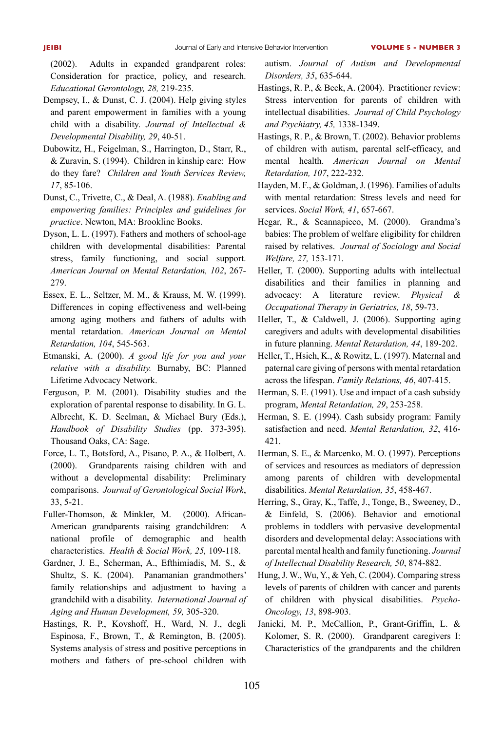(2002). Adults in expanded grandparent roles: Consideration for practice, policy, and research. *Educational Gerontology, 28,* 219-235.

Dempsey, I., & Dunst, C. J. (2004). Help giving styles and parent empowerment in families with a young child with a disability. *Journal of Intellectual & Developmental Disability, 29*, 40-51.

Dubowitz, H., Feigelman, S., Harrington, D., Starr, R., & Zuravin, S. (1994). Children in kinship care: How do they fare? *Children and Youth Services Review, 17*, 85-106.

Dunst, C., Trivette, C., & Deal, A. (1988). *Enabling and empowering families: Principles and guidelines for practice*. Newton, MA: Brookline Books.

Dyson, L. L. (1997). Fathers and mothers of school-age children with developmental disabilities: Parental stress, family functioning, and social support. *American Journal on Mental Retardation, 102*, 267-279.

Essex, E. L., Seltzer, M. M., & Krauss, M. W. (1999). Differences in coping effectiveness and well-being among aging mothers and fathers of adults with mental retardation. *American Journal on Mental Retardation, 104*, 545-563.

Etmanski, A. (2000). *A good life for you and your relative with a disability.* Burnaby, BC: Planned Lifetime Advocacy Network.

Ferguson, P. M. (2001). Disability studies and the exploration of parental response to disability. In G. L. Albrecht, K. D. Seelman, & Michael Bury (Eds.), *Handbook of Disability Studies* (pp. 373-395). Thousand Oaks, CA: Sage.

Force, L. T., Botsford, A., Pisano, P. A., & Holbert, A. (2000). Grandparents raising children with and without a developmental disability: Preliminary comparisons. *Journal of Gerontological Social Work*, 33, 5-21.

Fuller-Thomson, & Minkler, M. (2000). African-American grandparents raising grandchildren: A national profile of demographic and health characteristics. *Health & Social Work, 25,* 109-118.

Gardner, J. E., Scherman, A., Efthimiadis, M. S., & Shultz, S. K. (2004). Panamanian grandmothers' family relationships and adjustment to having a grandchild with a disability. *International Journal of Aging and Human Development, 59,* 305-320.

Hastings, R. P., Kovshoff, H., Ward, N. J., degli Espinosa, F., Brown, T., & Remington, B. (2005). Systems analysis of stress and positive perceptions in mothers and fathers of pre-school children with autism. *Journal of Autism and Developmental Disorders, 35*, 635-644.

Hastings, R. P., & Beck, A. (2004). Practitioner review: Stress intervention for parents of children with intellectual disabilities. *Journal of Child Psychology and Psychiatry, 45,* 1338-1349.

Hastings, R. P., & Brown, T. (2002). Behavior problems of children with autism, parental self-efficacy, and mental health. *American Journal on Mental Retardation, 107*, 222-232.

Hayden, M. F., & Goldman, J. (1996). Families of adults with mental retardation: Stress levels and need for services. *Social Work, 41*, 657-667.

Hegar, R., & Scannapieco, M. (2000). Grandma's babies: The problem of welfare eligibility for children raised by relatives. *Journal of Sociology and Social Welfare, 27,* 153-171.

Heller, T. (2000). Supporting adults with intellectual disabilities and their families in planning and advocacy: A literature review. *Physical & Occupational Therapy in Geriatrics, 18*, 59-73.

Heller, T., & Caldwell, J. (2006). Supporting aging caregivers and adults with developmental disabilities in future planning. *Mental Retardation, 44*, 189-202.

Heller, T., Hsieh, K., & Rowitz, L. (1997). Maternal and paternal care giving of persons with mental retardation across the lifespan. *Family Relations, 46*, 407-415.

Herman, S. E. (1991). Use and impact of a cash subsidy program, *Mental Retardation, 29*, 253-258.

Herman, S. E. (1994). Cash subsidy program: Family satisfaction and need. *Mental Retardation, 32*, 416-421.

Herman, S. E., & Marcenko, M. O. (1997). Perceptions of services and resources as mediators of depression among parents of children with developmental disabilities. *Mental Retardation, 35*, 458-467.

Herring, S., Gray, K., Taffe, J., Tonge, B., Sweeney, D., & Einfeld, S. (2006). Behavior and emotional problems in toddlers with pervasive developmental disorders and developmental delay: Associations with parental mental health and family functioning. *Journal of Intellectual Disability Research, 50*, 874-882.

Hung, J. W., Wu, Y., & Yeh, C. (2004). Comparing stress levels of parents of children with cancer and parents of children with physical disabilities. *Psycho-Oncology, 13*, 898-903.

Janicki, M. P., McCallion, P., Grant-Griffin, L. & Kolomer, S. R. (2000). Grandparent caregivers I: Characteristics of the grandparents and the children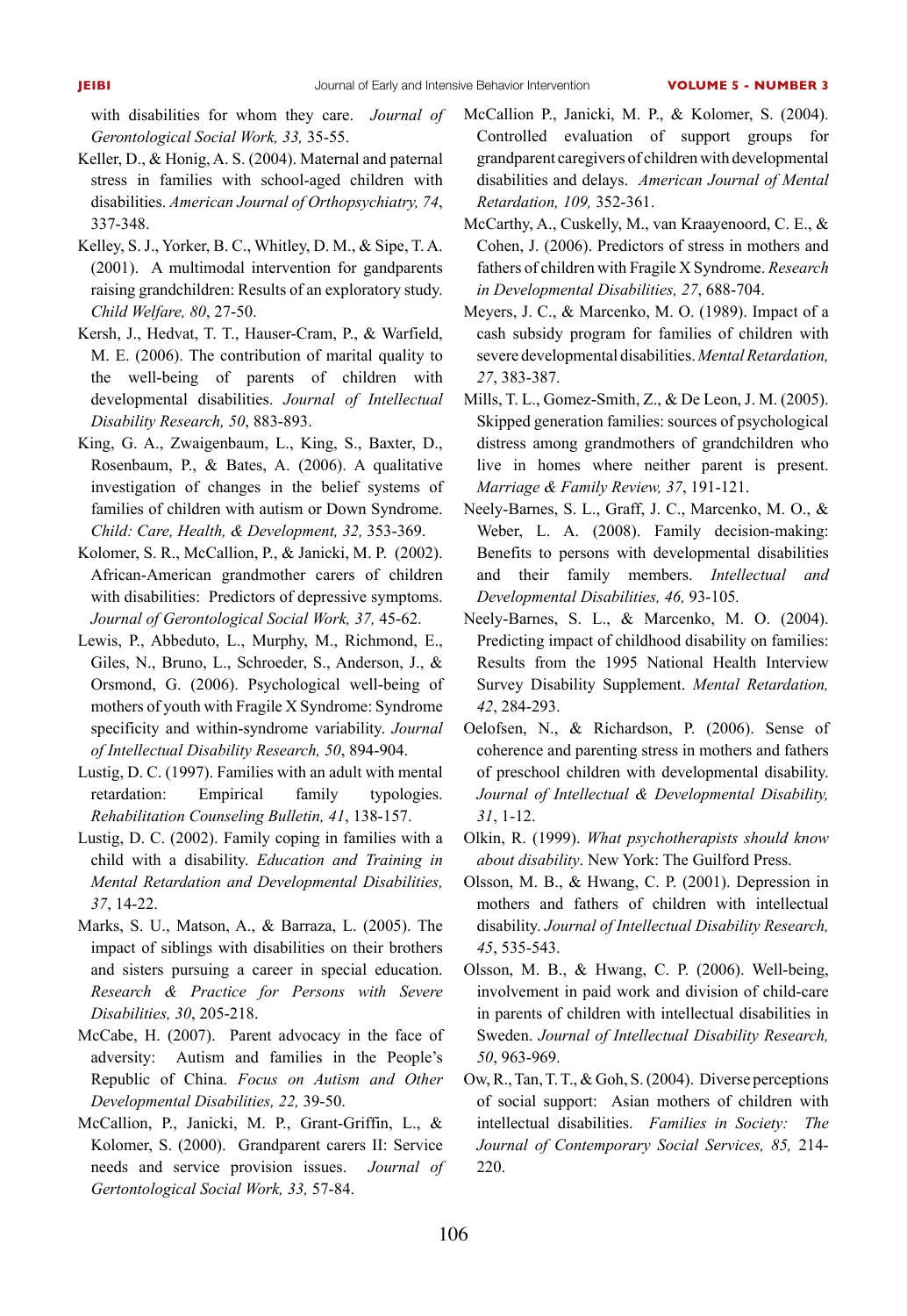with disabilities for whom they care. *Journal of Gerontological Social Work, 33,* 35-55.

Keller, D., & Honig, A. S. (2004). Maternal and paternal stress in families with school-aged children with disabilities. *American Journal of Orthopsychiatry, 74*, 337-348.

Kelley, S. J., Yorker, B. C., Whitley, D. M., & Sipe, T. A. (2001). A multimodal intervention for gandparents raising grandchildren: Results of an exploratory study. *Child Welfare, 80*, 27-50.

Kersh, J., Hedvat, T. T., Hauser-Cram, P., & Warfield, M. E. (2006). The contribution of marital quality to the well-being of parents of children with developmental disabilities. *Journal of Intellectual Disability Research, 50*, 883-893.

King, G. A., Zwaigenbaum, L., King, S., Baxter, D., Rosenbaum, P., & Bates, A. (2006). A qualitative investigation of changes in the belief systems of families of children with autism or Down Syndrome. *Child: Care, Health, & Development, 32,* 353-369.

Kolomer, S. R., McCallion, P., & Janicki, M. P. (2002). African-American grandmother carers of children with disabilities: Predictors of depressive symptoms. *Journal of Gerontological Social Work, 37,* 45-62.

Lewis, P., Abbeduto, L., Murphy, M., Richmond, E., Giles, N., Bruno, L., Schroeder, S., Anderson, J., & Orsmond, G. (2006). Psychological well-being of mothers of youth with Fragile X Syndrome: Syndrome specificity and within-syndrome variability. *Journal of Intellectual Disability Research, 50*, 894-904.

Lustig, D. C. (1997). Families with an adult with mental retardation: Empirical family typologies. *Rehabilitation Counseling Bulletin, 41*, 138-157.

Lustig, D. C. (2002). Family coping in families with a child with a disability. *Education and Training in Mental Retardation and Developmental Disabilities, 37*, 14-22.

Marks, S. U., Matson, A., & Barraza, L. (2005). The impact of siblings with disabilities on their brothers and sisters pursuing a career in special education. *Research & Practice for Persons with Severe Disabilities, 30*, 205-218.

McCabe, H. (2007). Parent advocacy in the face of adversity: Autism and families in the People's Republic of China. *Focus on Autism and Other Developmental Disabilities, 22,* 39-50.

McCallion, P., Janicki, M. P., Grant-Griffin, L., & Kolomer, S. (2000). Grandparent carers II: Service needs and service provision issues. *Journal of Gertontological Social Work, 33,* 57-84.

McCallion P., Janicki, M. P., & Kolomer, S. (2004). Controlled evaluation of support groups for grandparent caregivers of children with developmental disabilities and delays. *American Journal of Mental Retardation, 109,* 352-361.

McCarthy, A., Cuskelly, M., van Kraayenoord, C. E., & Cohen, J. (2006). Predictors of stress in mothers and fathers of children with Fragile X Syndrome. *Research in Developmental Disabilities, 27*, 688-704.

Meyers, J. C., & Marcenko, M. O. (1989). Impact of a cash subsidy program for families of children with severe developmental disabilities. *Mental Retardation, 27*, 383-387.

Mills, T. L., Gomez-Smith, Z., & De Leon, J. M. (2005). Skipped generation families: sources of psychological distress among grandmothers of grandchildren who live in homes where neither parent is present. *Marriage & Family Review, 37*, 191-121.

Neely-Barnes, S. L., Graff, J. C., Marcenko, M. O., & Weber, L. A. (2008). Family decision-making: Benefits to persons with developmental disabilities and their family members. *Intellectual and Developmental Disabilities, 46,* 93-105*.*

Neely-Barnes, S. L., & Marcenko, M. O. (2004). Predicting impact of childhood disability on families: Results from the 1995 National Health Interview Survey Disability Supplement. *Mental Retardation, 42*, 284-293.

Oelofsen, N., & Richardson, P. (2006). Sense of coherence and parenting stress in mothers and fathers of preschool children with developmental disability. *Journal of Intellectual & Developmental Disability, 31*, 1-12.

Olkin, R. (1999). *What psychotherapists should know about disability*. New York: The Guilford Press.

Olsson, M. B., & Hwang, C. P. (2001). Depression in mothers and fathers of children with intellectual disability. *Journal of Intellectual Disability Research, 45*, 535-543.

Olsson, M. B., & Hwang, C. P. (2006). Well-being, involvement in paid work and division of child-care in parents of children with intellectual disabilities in Sweden. *Journal of Intellectual Disability Research, 50*, 963-969.

Ow, R., Tan, T. T., & Goh, S. (2004). Diverse perceptions of social support: Asian mothers of children with intellectual disabilities. *Families in Society: The Journal of Contemporary Social Services, 85,* 214-220.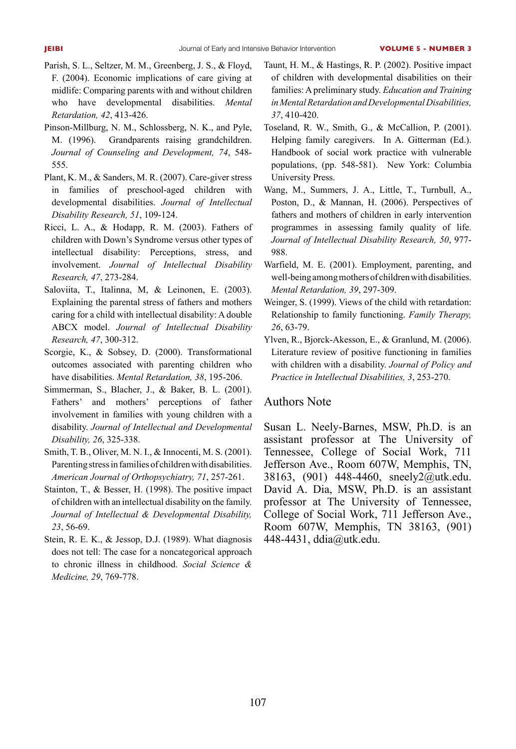Parish, S. L., Seltzer, M. M., Greenberg, J. S., & Floyd, F. (2004). Economic implications of care giving at midlife: Comparing parents with and without children who have developmental disabilities. *Mental Retardation, 42*, 413-426.

Pinson-Millburg, N. M., Schlossberg, N. K., and Pyle, M. (1996). Grandparents raising grandchildren. *Journal of Counseling and Development, 74*, 548-555.

Plant, K. M., & Sanders, M. R. (2007). Care-giver stress in families of preschool-aged children with developmental disabilities. *Journal of Intellectual Disability Research, 51*, 109-124.

Ricci, L. A., & Hodapp, R. M. (2003). Fathers of children with Down's Syndrome versus other types of intellectual disability: Perceptions, stress, and involvement. *Journal of Intellectual Disability Research, 47*, 273-284.

Saloviita, T., Italinna, M, & Leinonen, E. (2003). Explaining the parental stress of fathers and mothers caring for a child with intellectual disability: A double ABCX model. *Journal of Intellectual Disability Research, 47*, 300-312.

Scorgie, K., & Sobsey, D. (2000). Transformational outcomes associated with parenting children who have disabilities. *Mental Retardation, 38*, 195-206.

Simmerman, S., Blacher, J., & Baker, B. L. (2001). Fathers' and mothers' perceptions of father involvement in families with young children with a disability. *Journal of Intellectual and Developmental Disability, 26*, 325-338.

Smith, T. B., Oliver, M. N. I., & Innocenti, M. S. (2001). Parenting stress in families of children with disabilities. *American Journal of Orthopsychiatry, 71*, 257-261.

Stainton, T., & Besser, H. (1998). The positive impact of children with an intellectual disability on the family. *Journal of Intellectual & Developmental Disability, 23*, 56-69.

Stein, R. E. K., & Jessop, D.J. (1989). What diagnosis does not tell: The case for a noncategorical approach to chronic illness in childhood. *Social Science & Medicine, 29*, 769-778.

Taunt, H. M., & Hastings, R. P. (2002). Positive impact of children with developmental disabilities on their families: A preliminary study. *Education and Training in Mental Retardation and Developmental Disabilities, 37*, 410-420.

Toseland, R. W., Smith, G., & McCallion, P. (2001). Helping family caregivers. In A. Gitterman (Ed.). Handbook of social work practice with vulnerable populations, (pp. 548-581). New York: Columbia University Press.

Wang, M., Summers, J. A., Little, T., Turnbull, A., Poston, D., & Mannan, H. (2006). Perspectives of fathers and mothers of children in early intervention programmes in assessing family quality of life. *Journal of Intellectual Disability Research, 50*, 977-988.

Warfield, M. E. (2001). Employment, parenting, and well-being among mothers of children with disabilities. *Mental Retardation, 39*, 297-309.

Weinger, S. (1999). Views of the child with retardation: Relationship to family functioning. *Family Therapy, 26*, 63-79.

Ylven, R., Bjorck-Akesson, E., & Granlund, M. (2006). Literature review of positive functioning in families with children with a disability. *Journal of Policy and Practice in Intellectual Disabilities, 3*, 253-270.

## Authors Note

Susan L. Neely-Barnes, MSW, Ph.D. is an assistant professor at The University of Tennessee, College of Social Work, 711 Jefferson Ave., Room 607W, Memphis, TN, 38163, (901) 448-4460, sneely2@utk.edu. David A. Dia, MSW, Ph.D. is an assistant professor at The University of Tennessee, College of Social Work, 711 Jefferson Ave., Room 607W, Memphis, TN 38163, (901) 448-4431, ddia@utk.edu.